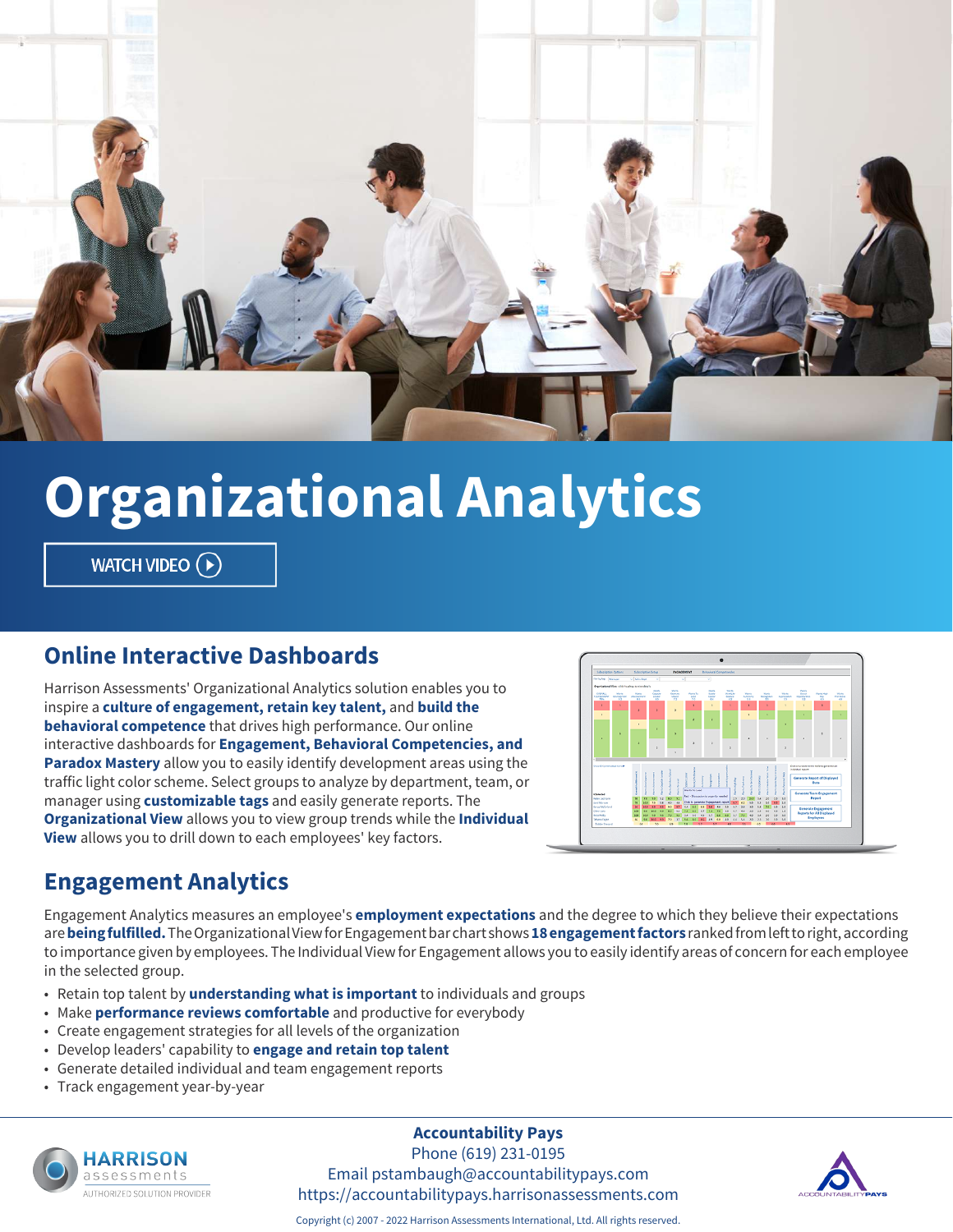# Organizational Analytics

WATCH VIDEO

## Online Interactive Dashboards

Harrison Assessments' Organizational Analytics solution enables you to inspire a **culture of engagement, retain key talent,** and **build the behavioral competence** that drives high performance. Our online interactive dashboards for **Engagement, Behavioral Competencies, and Paradox Mastery** allow you to easily identify development areas using the traffic light color scheme. Select groups to analyze by department, team, or manager using **customizable tags** and easily generate reports. The **Organizational View** allows you to view group trends while the **Individual View** allows you to drill down to each employees' key factors.

## Engagement Analytics

Engagement Analytics measures an employee's **employment expectations** and the degree to which they believe their expectations are **being fulfilled.** The Organizational View for Engagement bar chart shows **18 engagement factors** ranked from left to right, according to importance given by employees. The Individual View for Engagement allows you to easily identify areas of concern for each employee in the selected group.

- Retain top talent by **understanding what is important** to individuals and groups
- Make **performance reviews comfortable** and productive for everybody
- Create engagement strategies for all levels of the organization
- Develop leaders' capability to **engage and retain top talent**
- Generate detailed individual and team engagement reports
- Track engagement year-by-year

HARRISON assessments
AUTHORIZED SOLUTION PROVIDER

**Accountability Pays**
Phone (619) 231-0195
Email pstambaugh@accountabilitypays.com
https://accountabilitypays.harrisonassessments.com

Copyright (c) 2007 - 2022 Harrison Assessments International, Ltd. All rights reserved.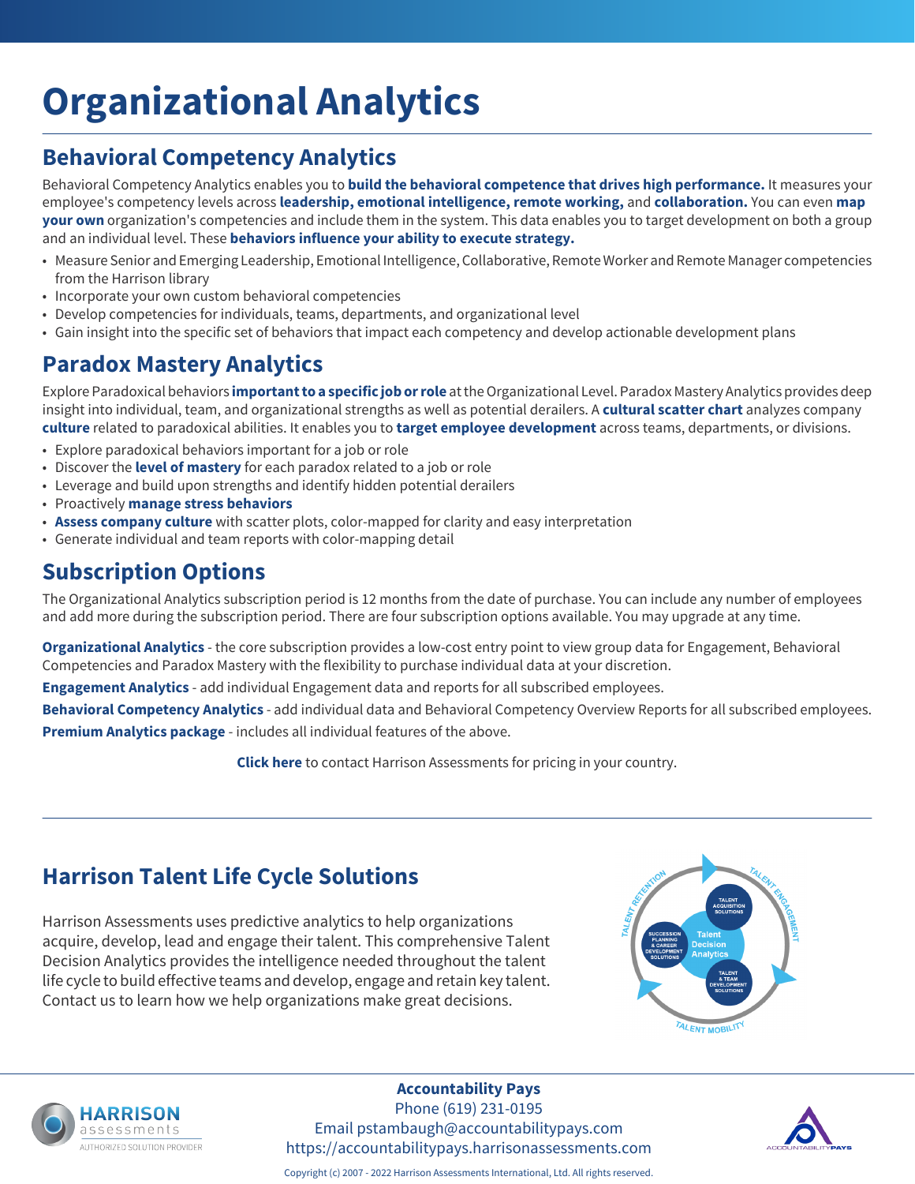# Organizational Analytics

## Behavioral Competency Analytics

Behavioral Competency Analytics enables you to **build the behavioral competence that drives high performance.** It measures your employee's competency levels across **leadership, emotional intelligence, remote working,** and **collaboration.** You can even **map your own** organization's competencies and include them in the system. This data enables you to target development on both a group and an individual level. These **behaviors influence your ability to execute strategy.**

- Measure Senior and Emerging Leadership, Emotional Intelligence, Collaborative, Remote Worker and Remote Manager competencies from the Harrison library
- Incorporate your own custom behavioral competencies
- Develop competencies for individuals, teams, departments, and organizational level
- Gain insight into the specific set of behaviors that impact each competency and develop actionable development plans

## Paradox Mastery Analytics

Explore Paradoxical behaviors **important to a specific job or role** at the Organizational Level. Paradox Mastery Analytics provides deep insight into individual, team, and organizational strengths as well as potential derailers. A **cultural scatter chart** analyzes company **culture** related to paradoxical abilities. It enables you to **target employee development** across teams, departments, or divisions.

- Explore paradoxical behaviors important for a job or role
- Discover the **level of mastery** for each paradox related to a job or role
- Leverage and build upon strengths and identify hidden potential derailers
- Proactively **manage stress behaviors**
- **Assess company culture** with scatter plots, color-mapped for clarity and easy interpretation
- Generate individual and team reports with color-mapping detail

## Subscription Options

The Organizational Analytics subscription period is 12 months from the date of purchase. You can include any number of employees and add more during the subscription period. There are four subscription options available. You may upgrade at any time.

**Organizational Analytics** - the core subscription provides a low-cost entry point to view group data for Engagement, Behavioral Competencies and Paradox Mastery with the flexibility to purchase individual data at your discretion.

**Engagement Analytics** - add individual Engagement data and reports for all subscribed employees.

**Behavioral Competency Analytics** - add individual data and Behavioral Competency Overview Reports for all subscribed employees.

**Premium Analytics package** - includes all individual features of the above.

**Click here** to contact Harrison Assessments for pricing in your country.

## Harrison Talent Life Cycle Solutions

Harrison Assessments uses predictive analytics to help organizations acquire, develop, lead and engage their talent. This comprehensive Talent Decision Analytics provides the intelligence needed throughout the talent life cycle to build effective teams and develop, engage and retain key talent. Contact us to learn how we help organizations make great decisions.

TALENT RETENTION
TALENT ENGAGEMENT
TALENT MOBILITY
TALENT ACQUISITION SOLUTIONS
Talent Decision Analytics
SUCCESSION PLANNING & CAREER DEVELOPMENT SOLUTIONS
TALENT & TEAM DEVELOPMENT SOLUTIONS

HARRISON assessments AUTHORIZED SOLUTION PROVIDER

**Accountability Pays**
Phone (619) 231-0195
Email pstambaugh@accountabilitypays.com
https://accountabilitypays.harrisonassessments.com

Copyright (c) 2007 - 2022 Harrison Assessments International, Ltd. All rights reserved.